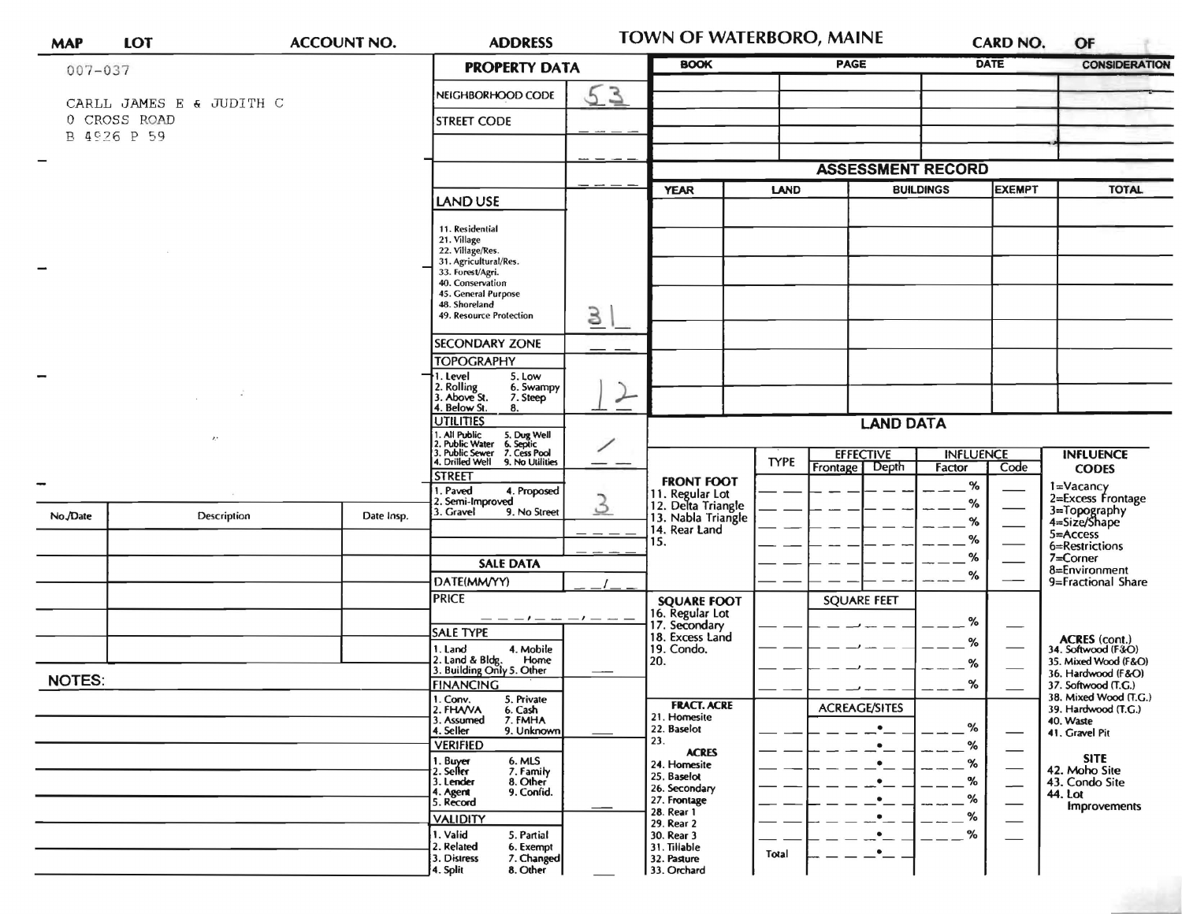| MAP | LOT | ACCOUNT NO. | ADDRESS | TOWN OF WATERBORO, MAINE | CARD NO. | OF |
|---|---|---|---|---|---|---|

007-037

CARLL JAMES E & JUDITH C
0 CROSS ROAD
B 4926 P 59

## PROPERTY DATA

| Field | Value |
|---|---|
| NEIGHBORHOOD CODE | 53 |
| STREET CODE | |
| LAND USE (11. Residential, 21. Village, 22. Village/Res., 31. Agricultural/Res., 33. Forest/Agri., 40. Conservation, 45. General Purpose, 48. Shoreland, 49. Resource Protection) | 31 |
| SECONDARY ZONE | |
| TOPOGRAPHY (1. Level, 2. Rolling, 3. Above St., 4. Below St., 5. Low, 6. Swampy, 7. Steep, 8.) | 12 |
| UTILITIES (1. All Public, 2. Public Water, 3. Public Sewer, 4. Drilled Well, 5. Dug Well, 6. Septic, 7. Cess Pool, 9. No Utilities) | / |
| STREET (1. Paved, 2. Semi-Improved, 3. Gravel, 4. Proposed, 9. No Street) | 3 |

## SALE DATA

| Field | Value |
|---|---|
| DATE(MM/YY) | |
| PRICE | |
| SALE TYPE (1. Land, 2. Land & Bldg., 3. Building Only, 4. Mobile Home, 5. Other) | |
| FINANCING (1. Conv., 2. FHA/VA, 3. Assumed, 4. Seller, 5. Private, 6. Cash, 7. FMHA, 9. Unknown) | |
| VERIFIED (1. Buyer, 2. Seller, 3. Lender, 4. Agent, 5. Record, 6. MLS, 7. Family, 8. Other, 9. Confid.) | |
| VALIDITY (1. Valid, 2. Related, 3. Distress, 4. Split, 5. Partial, 6. Exempt, 7. Changed, 8. Other) | |

| BOOK | PAGE | DATE | CONSIDERATION |
|---|---|---|---|
| | | | |
| | | | |
| | | | |
| | | | |
| | | | |

## ASSESSMENT RECORD

| YEAR | LAND | BUILDINGS | EXEMPT | TOTAL |
|---|---|---|---|---|
| | | | | |
| | | | | |
| | | | | |
| | | | | |
| | | | | |
| | | | | |
| | | | | |

## LAND DATA

| | TYPE | EFFECTIVE Frontage | EFFECTIVE Depth | INFLUENCE Factor | INFLUENCE Code |
|---|---|---|---|---|---|
| **FRONT FOOT** 11. Regular Lot, 12. Delta Triangle, 13. Nabla Triangle, 14. Rear Land, 15. | | | | % | |
| **SQUARE FOOT** 16. Regular Lot, 17. Secondary, 18. Excess Land, 19. Condo., 20. | | SQUARE FEET | | % | |
| **FRACT. ACRE** 21. Homesite, 22. Baselot, 23. | | ACREAGE/SITES | | % | |
| **ACRES** 24. Homesite, 25. Baselot, 26. Secondary, 27. Frontage, 28. Rear 1, 29. Rear 2, 30. Rear 3, 31. Tillable, 32. Pasture, 33. Orchard | | | | % | |
| | Total | | | | |

**INFLUENCE CODES**
1=Vacancy
2=Excess Frontage
3=Topography
4=Size/Shape
5=Access
6=Restrictions
7=Corner
8=Environment
9=Fractional Share

**ACRES (cont.)**
34. Softwood (F&O)
35. Mixed Wood (F&O)
36. Hardwood (F&O)
37. Softwood (T.G.)
38. Mixed Wood (T.G.)
39. Hardwood (T.G.)
40. Waste
41. Gravel Pit

**SITE**
42. Moho Site
43. Condo Site
44. Lot Improvements

| No./Date | Description | Date Insp. |
|---|---|---|
| | | |
| | | |
| | | |
| | | |
| | | |

**NOTES:**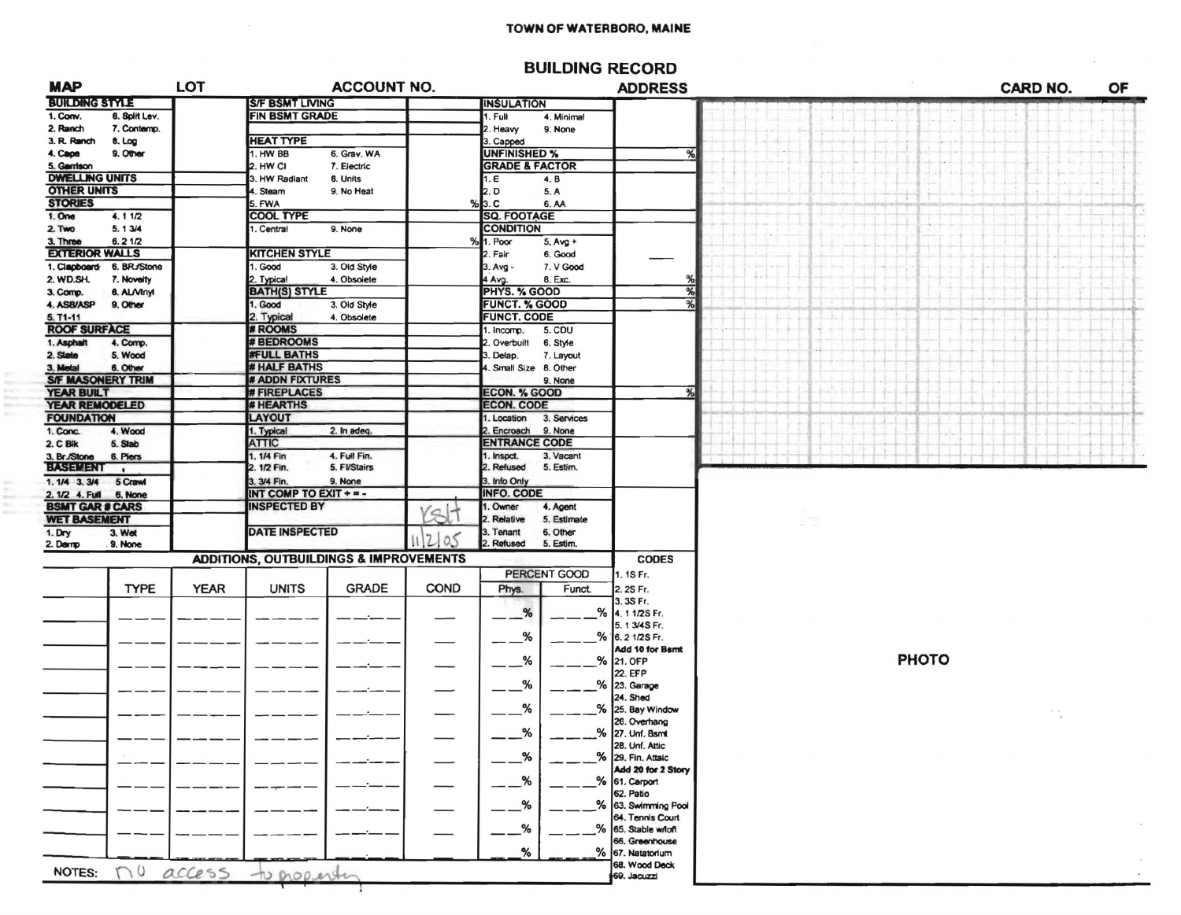# TOWN OF WATERBORO, MAINE

## BUILDING RECORD

| MAP | LOT | ACCOUNT NO. | ADDRESS | CARD NO. | OF |
|---|---|---|---|---|---|
| | | | | | |

| | | | | | |
|---|---|---|---|---|---|
| **BUILDING STYLE** | | **S/F BSMT LIVING** | | **INSULATION** | |
| 1. Conv. 6. Split Lev. 2. Ranch 7. Contemp. 3. R. Ranch 8. Log 4. Cape 9. Other 5. Garrison | | **FIN BSMT GRADE** | | 1. Full 4. Minimal 2. Heavy 9. None 3. Capped | |
| **DWELLING UNITS** | | **HEAT TYPE** | | **UNFINISHED %** | % |
| **OTHER UNITS** | | 1. HW BB 6. Grav. WA 2. HW CI 7. Electric 3. HW Radiant 8. Units 4. Steam 9. No Heat 5. FWA | % | **GRADE & FACTOR** | |
| **STORIES** | | | | 1. E 4. B 2. D 5. A 3. C 6. AA | % |
| 1. One 4. 1 1/2 2. Two 5. 1 3/4 3. Three 6. 2 1/2 | | **COOL TYPE** | | **SQ. FOOTAGE** | |
| | | 1. Central 9. None | % | **CONDITION** | |
| **EXTERIOR WALLS** | | **KITCHEN STYLE** | | 1. Poor 5. Avg + 2. Fair 6. Good 3. Avg - 7. V Good 4 Avg. 8. Exc. | |
| 1. Clapboard 6. BR./Stone 2. WD.SH. 7. Novelty 3. Comp. 8. AL/Vinyl 4. ASB/ASP 9. Other 5. T1-11 | | 1. Good 3. Old Style 2. Typical 4. Obsolete | | | % |
| | | **BATH(S) STYLE** | | **PHYS. % GOOD** | % |
| | | 1. Good 3. Old Style 2. Typical 4. Obsolete | | **FUNCT. % GOOD** | % |
| **ROOF SURFACE** | | **# ROOMS** | | **FUNCT. CODE** | |
| 1. Asphalt 4. Comp. 2. Slate 5. Wood 3. Metal 6. Other | | **# BEDROOMS** | | 1. Incomp. 5. CDU 2. Overbuilt 6. Style 3. Delap. 7. Layout 4. Small Size 8. Other 9. None | |
| | | **#FULL BATHS** | | | |
| | | **# HALF BATHS** | | | |
| **S/F MASONERY TRIM** | | **# ADDN FIXTURES** | | | |
| **YEAR BUILT** | | **# FIREPLACES** | | **ECON. % GOOD** | % |
| **YEAR REMODELED** | | **# HEARTHS** | | **ECON. CODE** | |
| **FOUNDATION** | | **LAYOUT** | | 1. Location 3. Services 2. Encroach 9. None | |
| 1. Conc. 4. Wood 2. C Blk 5. Slab 3. Br./Stone 6. Piers | | 1. Typical 2. In adeq. | | **ENTRANCE CODE** | |
| | | **ATTIC** | | 1. Inspct. 3. Vacant 2. Refused 5. Estim. 3. Info Only | |
| **BASEMENT** | | 1. 1/4 Fin 4. Full Fin. 2. 1/2 Fin. 5. Fl/Stairs 3. 3/4 Fin. 9. None | | | |
| 1. 1/4 3. 3/4 5 Crawl 2. 1/2 4. Full 6. None | | **INT COMP TO EXIT + = -** | | **INFO. CODE** | |
| **BSMT GAR # CARS** | | **INSPECTED BY** | KSH | 1. Owner 4. Agent 2. Relative 5. Estimate | |
| **WET BASEMENT** | | | | | |
| 1. Dry 3. Wet 2. Damp 9. None | | **DATE INSPECTED** | 11/2/05 | 3. Tenant 6. Other 2. Refused 6. Estim. | |

## ADDITIONS, OUTBUILDINGS & IMPROVEMENTS

| | TYPE | YEAR | UNITS | GRADE | COND | PERCENT GOOD Phys. | Funct. |
|---|---|---|---|---|---|---|---|
| | | | | | | % | % |
| | | | | | | % | % |
| | | | | | | % | % |
| | | | | | | % | % |
| | | | | | | % | % |
| | | | | | | % | % |
| | | | | | | % | % |
| | | | | | | % | % |
| | | | | | | % | % |
| | | | | | | % | % |
| | | | | | | % | % |

**CODES**
1. 1S Fr.
2. 2S Fr.
3. 3S Fr.
4. 1 1/2S Fr.
5. 1 3/4S Fr.
6. 2 1/2S Fr.

**Add 10 for Bsmt**
21. OFP
22. EFP
23. Garage
24. Shed
25. Bay Window
26. Overhang
27. Unf. Bsmt
28. Unf. Attic
29. Fin. Attaic

**Add 20 for 2 Story**
61. Carport
62. Patio
63. Swimming Pool
64. Tennis Court
65. Stable w/loft
66. Greenhouse
67. Natatorium
68. Wood Deck
69. Jacuzzi

NOTES: no access to property

PHOTO